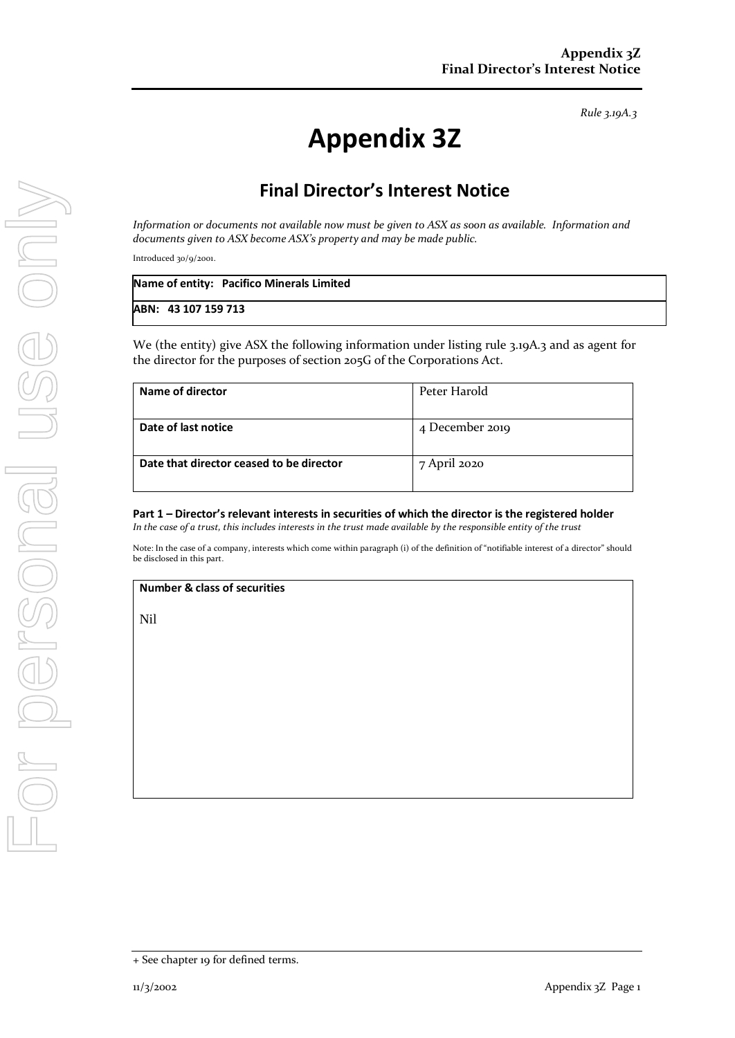*Rule 3.19A.3*

# Appendix 3Z

## Final Director's Interest Notice

*Information or documents not available now must be given to ASX as soon as available. Information and documents given to ASX become ASX's property and may be made public.*

Introduced 30/9/2001.

| **Name of entity: Pacifico Minerals Limited** |
|---|
| **ABN: 43 107 159 713** |

We (the entity) give ASX the following information under listing rule 3.19A.3 and as agent for the director for the purposes of section 205G of the Corporations Act.

| | |
|---|---|
| **Name of director** | Peter Harold |
| **Date of last notice** | 4 December 2019 |
| **Date that director ceased to be director** | 7 April 2020 |

**Part 1 – Director's relevant interests in securities of which the director is the registered holder**
*In the case of a trust, this includes interests in the trust made available by the responsible entity of the trust*

Note: In the case of a company, interests which come within paragraph (i) of the definition of "notifiable interest of a director" should be disclosed in this part.

| **Number & class of securities** |
|---|
| Nil |

+ See chapter 19 for defined terms.

11/3/2002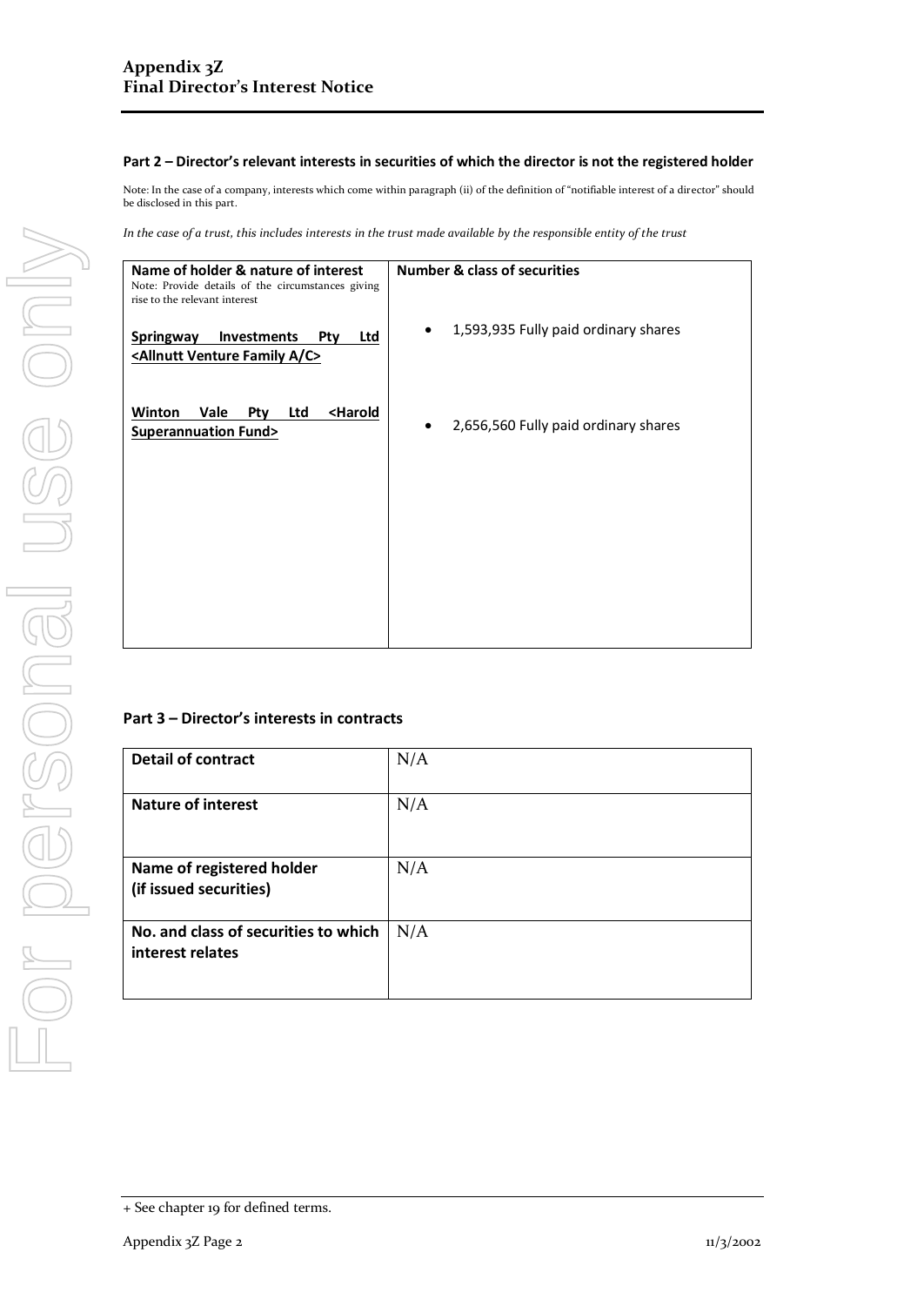## Part 2 – Director's relevant interests in securities of which the director is not the registered holder

Note: In the case of a company, interests which come within paragraph (ii) of the definition of "notifiable interest of a director" should be disclosed in this part.

*In the case of a trust, this includes interests in the trust made available by the responsible entity of the trust*

| Name of holder & nature of interest<br>Note: Provide details of the circumstances giving rise to the relevant interest | Number & class of securities |
|---|---|
| <u>**Springway Investments Pty Ltd <Allnutt Venture Family A/C>**</u> | • 1,593,935 Fully paid ordinary shares |
| <u>**Winton Vale Pty Ltd <Harold Superannuation Fund>**</u> | • 2,656,560 Fully paid ordinary shares |

## Part 3 – Director's interests in contracts

| | |
|---|---|
| **Detail of contract** | N/A |
| **Nature of interest** | N/A |
| **Name of registered holder (if issued securities)** | N/A |
| **No. and class of securities to which interest relates** | N/A |

+ See chapter 19 for defined terms.